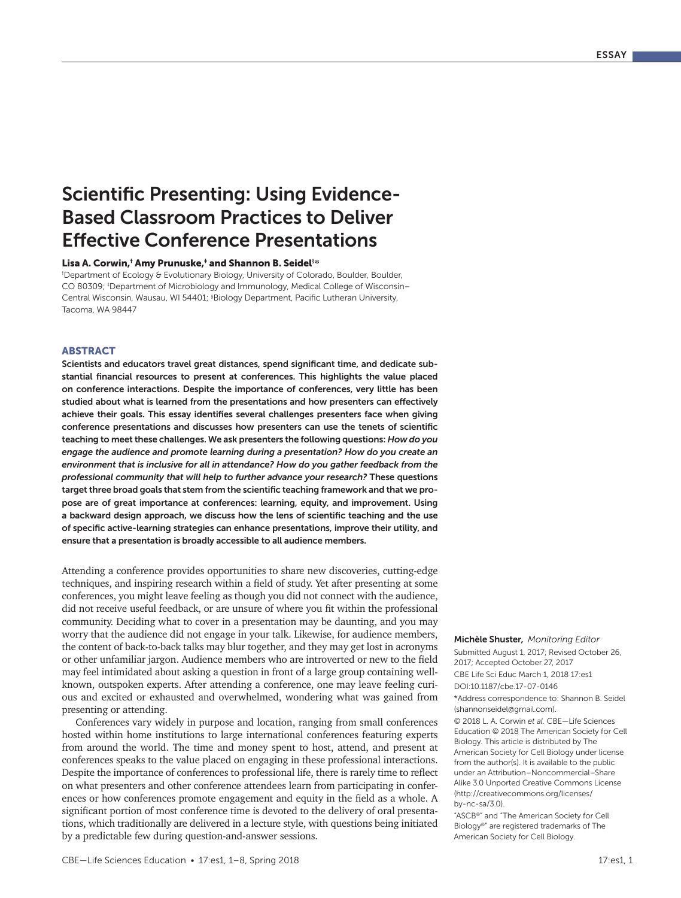# Scientific Presenting: Using Evidence-Based Classroom Practices to Deliver Effective Conference Presentations

**Lisa A. Corwin,[†] Amy Prunuske,[‡] and Shannon B. Seidel[§*]**

[†]Department of Ecology & Evolutionary Biology, University of Colorado, Boulder, Boulder, CO 80309; [‡]Department of Microbiology and Immunology, Medical College of Wisconsin–Central Wisconsin, Wausau, WI 54401; [§]Biology Department, Pacific Lutheran University, Tacoma, WA 98447

## ABSTRACT

**Scientists and educators travel great distances, spend significant time, and dedicate substantial financial resources to present at conferences. This highlights the value placed on conference interactions. Despite the importance of conferences, very little has been studied about what is learned from the presentations and how presenters can effectively achieve their goals. This essay identifies several challenges presenters face when giving conference presentations and discusses how presenters can use the tenets of scientific teaching to meet these challenges. We ask presenters the following questions: *How do you engage the audience and promote learning during a presentation? How do you create an environment that is inclusive for all in attendance? How do you gather feedback from the professional community that will help to further advance your research?* These questions target three broad goals that stem from the scientific teaching framework and that we propose are of great importance at conferences: learning, equity, and improvement. Using a backward design approach, we discuss how the lens of scientific teaching and the use of specific active-learning strategies can enhance presentations, improve their utility, and ensure that a presentation is broadly accessible to all audience members.**

Attending a conference provides opportunities to share new discoveries, cutting-edge techniques, and inspiring research within a field of study. Yet after presenting at some conferences, you might leave feeling as though you did not connect with the audience, did not receive useful feedback, or are unsure of where you fit within the professional community. Deciding what to cover in a presentation may be daunting, and you may worry that the audience did not engage in your talk. Likewise, for audience members, the content of back-to-back talks may blur together, and they may get lost in acronyms or other unfamiliar jargon. Audience members who are introverted or new to the field may feel intimidated about asking a question in front of a large group containing well-known, outspoken experts. After attending a conference, one may leave feeling curious and excited or exhausted and overwhelmed, wondering what was gained from presenting or attending.

Conferences vary widely in purpose and location, ranging from small conferences hosted within home institutions to large international conferences featuring experts from around the world. The time and money spent to host, attend, and present at conferences speaks to the value placed on engaging in these professional interactions. Despite the importance of conferences to professional life, there is rarely time to reflect on what presenters and other conference attendees learn from participating in conferences or how conferences promote engagement and equity in the field as a whole. A significant portion of most conference time is devoted to the delivery of oral presentations, which traditionally are delivered in a lecture style, with questions being initiated by a predictable few during question-and-answer sessions.

**Michèle Shuster,** *Monitoring Editor*

Submitted August 1, 2017; Revised October 26, 2017; Accepted October 27, 2017

CBE Life Sci Educ March 1, 2018 17:es1

DOI:10.1187/cbe.17-07-0146

*Address correspondence to: Shannon B. Seidel (shannonseidel@gmail.com).

© 2018 L. A. Corwin *et al.* CBE—Life Sciences Education © 2018 The American Society for Cell Biology. This article is distributed by The American Society for Cell Biology under license from the author(s). It is available to the public under an Attribution–Noncommercial–Share Alike 3.0 Unported Creative Commons License (http://creativecommons.org/licenses/by-nc-sa/3.0).

"ASCB®" and "The American Society for Cell Biology®" are registered trademarks of The American Society for Cell Biology.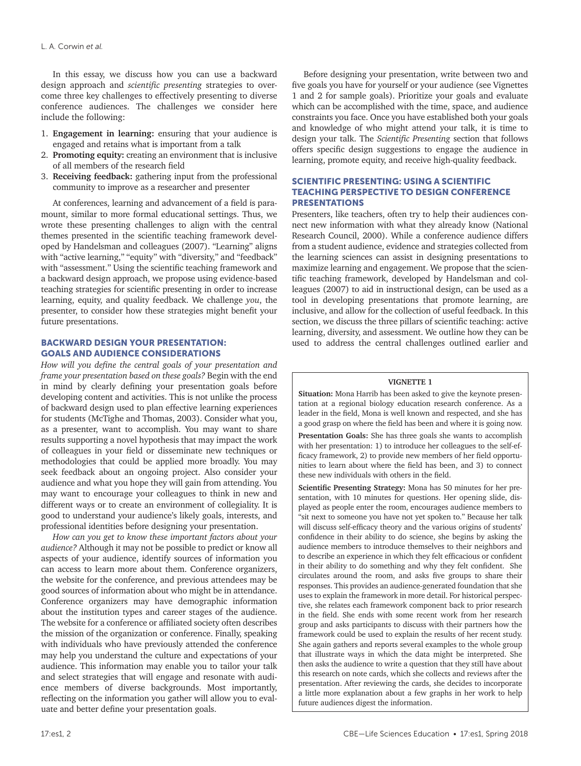In this essay, we discuss how you can use a backward design approach and *scientific presenting* strategies to overcome three key challenges to effectively presenting to diverse conference audiences. The challenges we consider here include the following:

1. **Engagement in learning:** ensuring that your audience is engaged and retains what is important from a talk
2. **Promoting equity:** creating an environment that is inclusive of all members of the research field
3. **Receiving feedback:** gathering input from the professional community to improve as a researcher and presenter

At conferences, learning and advancement of a field is paramount, similar to more formal educational settings. Thus, we wrote these presenting challenges to align with the central themes presented in the scientific teaching framework developed by Handelsman and colleagues (2007). "Learning" aligns with "active learning," "equity" with "diversity," and "feedback" with "assessment." Using the scientific teaching framework and a backward design approach, we propose using evidence-based teaching strategies for scientific presenting in order to increase learning, equity, and quality feedback. We challenge *you*, the presenter, to consider how these strategies might benefit your future presentations.

## BACKWARD DESIGN YOUR PRESENTATION: GOALS AND AUDIENCE CONSIDERATIONS

*How will you define the central goals of your presentation and frame your presentation based on these goals?* Begin with the end in mind by clearly defining your presentation goals before developing content and activities. This is not unlike the process of backward design used to plan effective learning experiences for students (McTighe and Thomas, 2003). Consider what you, as a presenter, want to accomplish. You may want to share results supporting a novel hypothesis that may impact the work of colleagues in your field or disseminate new techniques or methodologies that could be applied more broadly. You may seek feedback about an ongoing project. Also consider your audience and what you hope they will gain from attending. You may want to encourage your colleagues to think in new and different ways or to create an environment of collegiality. It is good to understand your audience's likely goals, interests, and professional identities before designing your presentation.

*How can you get to know these important factors about your audience?* Although it may not be possible to predict or know all aspects of your audience, identify sources of information you can access to learn more about them. Conference organizers, the website for the conference, and previous attendees may be good sources of information about who might be in attendance. Conference organizers may have demographic information about the institution types and career stages of the audience. The website for a conference or affiliated society often describes the mission of the organization or conference. Finally, speaking with individuals who have previously attended the conference may help you understand the culture and expectations of your audience. This information may enable you to tailor your talk and select strategies that will engage and resonate with audience members of diverse backgrounds. Most importantly, reflecting on the information you gather will allow you to evaluate and better define your presentation goals.

Before designing your presentation, write between two and five goals you have for yourself or your audience (see Vignettes 1 and 2 for sample goals). Prioritize your goals and evaluate which can be accomplished with the time, space, and audience constraints you face. Once you have established both your goals and knowledge of who might attend your talk, it is time to design your talk. The *Scientific Presenting* section that follows offers specific design suggestions to engage the audience in learning, promote equity, and receive high-quality feedback.

## SCIENTIFIC PRESENTING: USING A SCIENTIFIC TEACHING PERSPECTIVE TO DESIGN CONFERENCE PRESENTATIONS

Presenters, like teachers, often try to help their audiences connect new information with what they already know (National Research Council, 2000). While a conference audience differs from a student audience, evidence and strategies collected from the learning sciences can assist in designing presentations to maximize learning and engagement. We propose that the scientific teaching framework, developed by Handelsman and colleagues (2007) to aid in instructional design, can be used as a tool in developing presentations that promote learning, are inclusive, and allow for the collection of useful feedback. In this section, we discuss the three pillars of scientific teaching: active learning, diversity, and assessment. We outline how they can be used to address the central challenges outlined earlier and

---

**VIGNETTE 1**

**Situation:** Mona Harrib has been asked to give the keynote presentation at a regional biology education research conference. As a leader in the field, Mona is well known and respected, and she has a good grasp on where the field has been and where it is going now.

**Presentation Goals:** She has three goals she wants to accomplish with her presentation: 1) to introduce her colleagues to the self-efficacy framework, 2) to provide new members of her field opportunities to learn about where the field has been, and 3) to connect these new individuals with others in the field.

**Scientific Presenting Strategy:** Mona has 50 minutes for her presentation, with 10 minutes for questions. Her opening slide, displayed as people enter the room, encourages audience members to "sit next to someone you have not yet spoken to." Because her talk will discuss self-efficacy theory and the various origins of students' confidence in their ability to do science, she begins by asking the audience members to introduce themselves to their neighbors and to describe an experience in which they felt efficacious or confident in their ability to do something and why they felt confident. She circulates around the room, and asks five groups to share their responses. This provides an audience-generated foundation that she uses to explain the framework in more detail. For historical perspective, she relates each framework component back to prior research in the field. She ends with some recent work from her research group and asks participants to discuss with their partners how the framework could be used to explain the results of her recent study. She again gathers and reports several examples to the whole group that illustrate ways in which the data might be interpreted. She then asks the audience to write a question that they still have about this research on note cards, which she collects and reviews after the presentation. After reviewing the cards, she decides to incorporate a little more explanation about a few graphs in her work to help future audiences digest the information.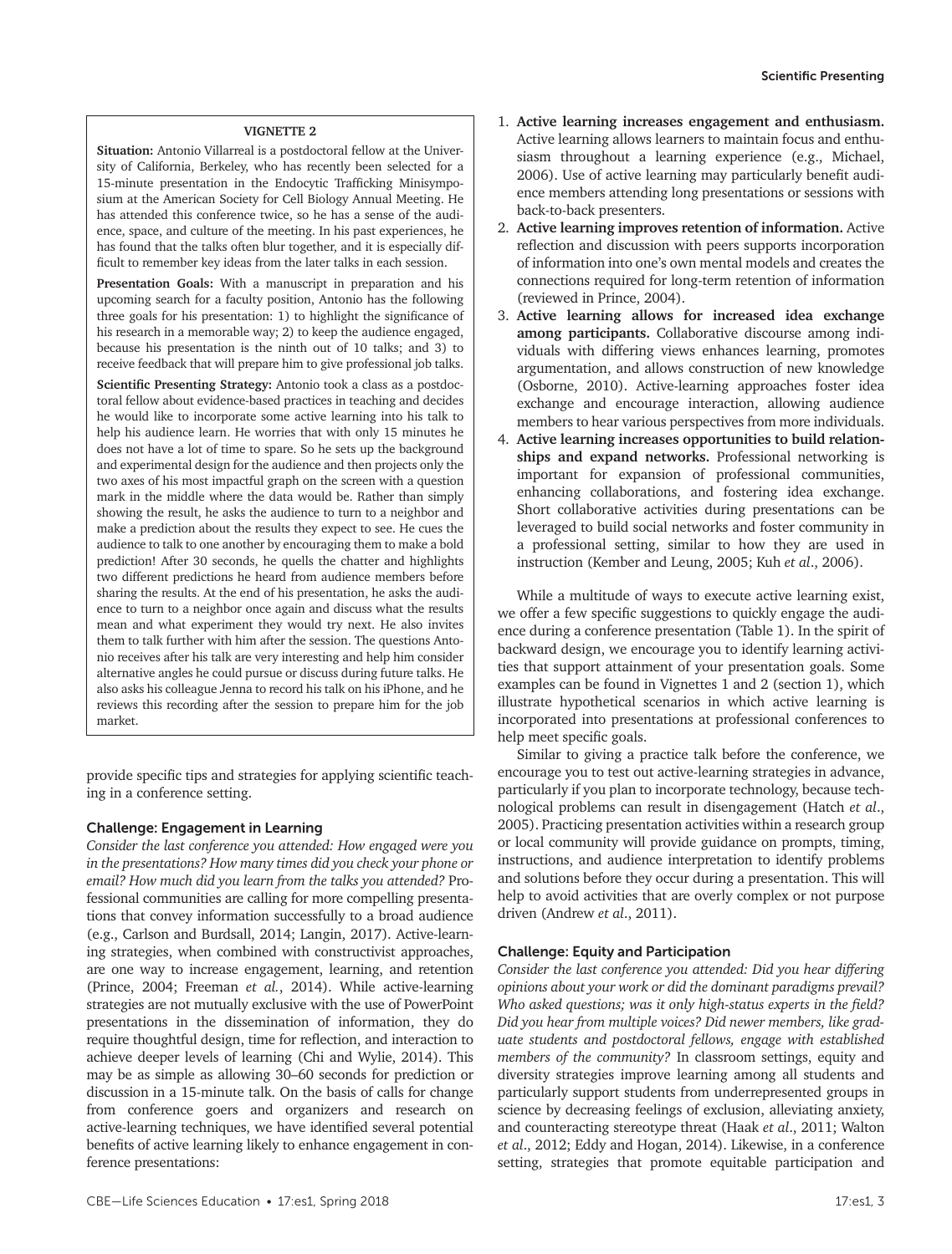**VIGNETTE 2**

**Situation:** Antonio Villarreal is a postdoctoral fellow at the University of California, Berkeley, who has recently been selected for a 15-minute presentation in the Endocytic Trafficking Minisymposium at the American Society for Cell Biology Annual Meeting. He has attended this conference twice, so he has a sense of the audience, space, and culture of the meeting. In his past experiences, he has found that the talks often blur together, and it is especially difficult to remember key ideas from the later talks in each session.

**Presentation Goals:** With a manuscript in preparation and his upcoming search for a faculty position, Antonio has the following three goals for his presentation: 1) to highlight the significance of his research in a memorable way; 2) to keep the audience engaged, because his presentation is the ninth out of 10 talks; and 3) to receive feedback that will prepare him to give professional job talks.

**Scientific Presenting Strategy:** Antonio took a class as a postdoctoral fellow about evidence-based practices in teaching and decides he would like to incorporate some active learning into his talk to help his audience learn. He worries that with only 15 minutes he does not have a lot of time to spare. So he sets up the background and experimental design for the audience and then projects only the two axes of his most impactful graph on the screen with a question mark in the middle where the data would be. Rather than simply showing the result, he asks the audience to turn to a neighbor and make a prediction about the results they expect to see. He cues the audience to talk to one another by encouraging them to make a bold prediction! After 30 seconds, he quells the chatter and highlights two different predictions he heard from audience members before sharing the results. At the end of his presentation, he asks the audience to turn to a neighbor once again and discuss what the results mean and what experiment they would try next. He also invites them to talk further with him after the session. The questions Antonio receives after his talk are very interesting and help him consider alternative angles he could pursue or discuss during future talks. He also asks his colleague Jenna to record his talk on his iPhone, and he reviews this recording after the session to prepare him for the job market.

provide specific tips and strategies for applying scientific teaching in a conference setting.

### Challenge: Engagement in Learning

*Consider the last conference you attended: How engaged were you in the presentations? How many times did you check your phone or email? How much did you learn from the talks you attended?* Professional communities are calling for more compelling presentations that convey information successfully to a broad audience (e.g., Carlson and Burdsall, 2014; Langin, 2017). Active-learning strategies, when combined with constructivist approaches, are one way to increase engagement, learning, and retention (Prince, 2004; Freeman *et al.*, 2014). While active-learning strategies are not mutually exclusive with the use of PowerPoint presentations in the dissemination of information, they do require thoughtful design, time for reflection, and interaction to achieve deeper levels of learning (Chi and Wylie, 2014). This may be as simple as allowing 30–60 seconds for prediction or discussion in a 15-minute talk. On the basis of calls for change from conference goers and organizers and research on active-learning techniques, we have identified several potential benefits of active learning likely to enhance engagement in conference presentations:

1. **Active learning increases engagement and enthusiasm.** Active learning allows learners to maintain focus and enthusiasm throughout a learning experience (e.g., Michael, 2006). Use of active learning may particularly benefit audience members attending long presentations or sessions with back-to-back presenters.
2. **Active learning improves retention of information.** Active reflection and discussion with peers supports incorporation of information into one's own mental models and creates the connections required for long-term retention of information (reviewed in Prince, 2004).
3. **Active learning allows for increased idea exchange among participants.** Collaborative discourse among individuals with differing views enhances learning, promotes argumentation, and allows construction of new knowledge (Osborne, 2010). Active-learning approaches foster idea exchange and encourage interaction, allowing audience members to hear various perspectives from more individuals.
4. **Active learning increases opportunities to build relationships and expand networks.** Professional networking is important for expansion of professional communities, enhancing collaborations, and fostering idea exchange. Short collaborative activities during presentations can be leveraged to build social networks and foster community in a professional setting, similar to how they are used in instruction (Kember and Leung, 2005; Kuh *et al*., 2006).

While a multitude of ways to execute active learning exist, we offer a few specific suggestions to quickly engage the audience during a conference presentation (Table 1). In the spirit of backward design, we encourage you to identify learning activities that support attainment of your presentation goals. Some examples can be found in Vignettes 1 and 2 (section 1), which illustrate hypothetical scenarios in which active learning is incorporated into presentations at professional conferences to help meet specific goals.

Similar to giving a practice talk before the conference, we encourage you to test out active-learning strategies in advance, particularly if you plan to incorporate technology, because technological problems can result in disengagement (Hatch *et al*., 2005). Practicing presentation activities within a research group or local community will provide guidance on prompts, timing, instructions, and audience interpretation to identify problems and solutions before they occur during a presentation. This will help to avoid activities that are overly complex or not purpose driven (Andrew *et al*., 2011).

### Challenge: Equity and Participation

*Consider the last conference you attended: Did you hear differing opinions about your work or did the dominant paradigms prevail? Who asked questions; was it only high-status experts in the field? Did you hear from multiple voices? Did newer members, like graduate students and postdoctoral fellows, engage with established members of the community?* In classroom settings, equity and diversity strategies improve learning among all students and particularly support students from underrepresented groups in science by decreasing feelings of exclusion, alleviating anxiety, and counteracting stereotype threat (Haak *et al*., 2011; Walton *et al*., 2012; Eddy and Hogan, 2014). Likewise, in a conference setting, strategies that promote equitable participation and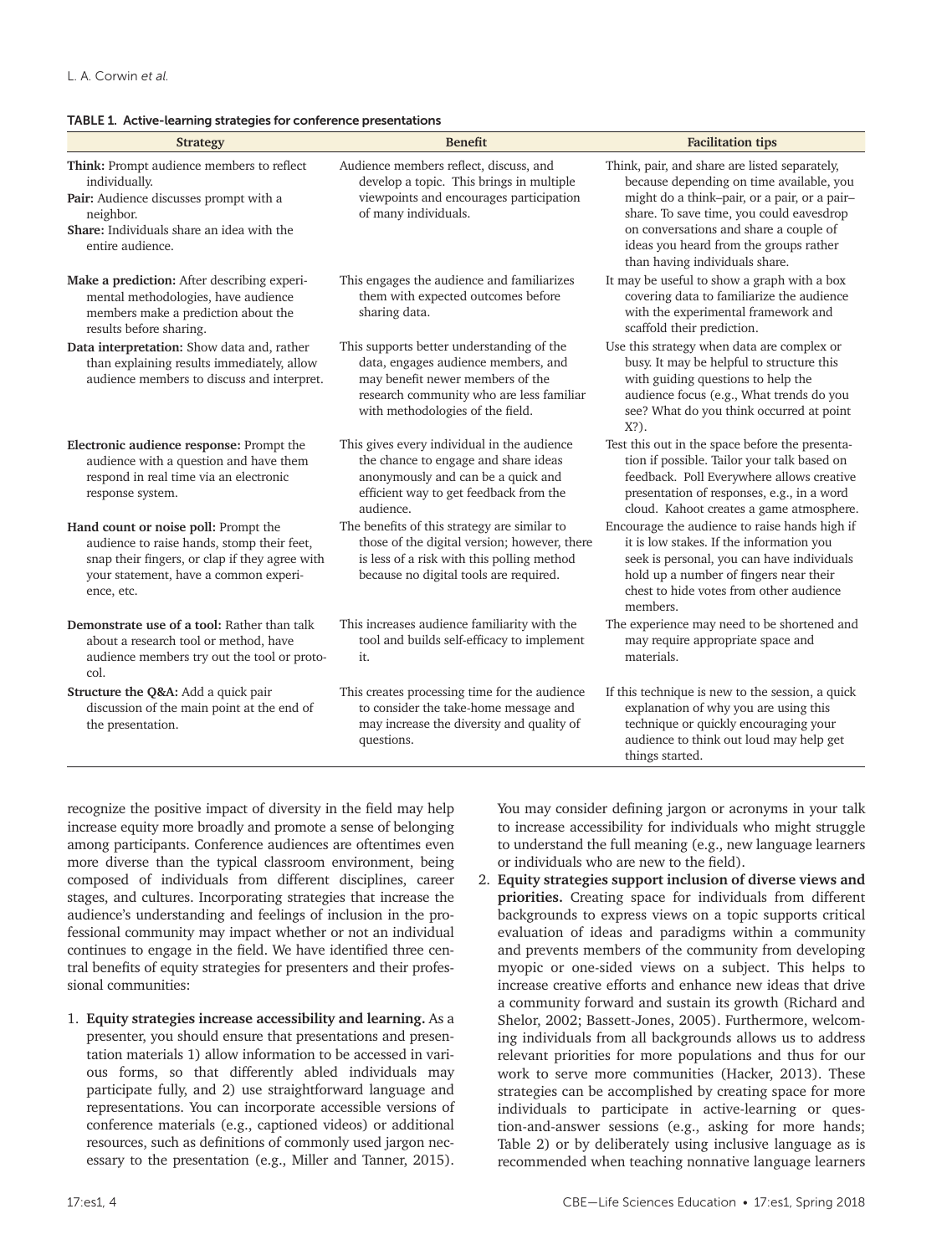TABLE 1. Active-learning strategies for conference presentations

| Strategy | Benefit | Facilitation tips |
|---|---|---|
| **Think:** Prompt audience members to reflect individually. **Pair:** Audience discusses prompt with a neighbor. **Share:** Individuals share an idea with the entire audience. | Audience members reflect, discuss, and develop a topic. This brings in multiple viewpoints and encourages participation of many individuals. | Think, pair, and share are listed separately, because depending on time available, you might do a think–pair, or a pair, or a pair–share. To save time, you could eavesdrop on conversations and share a couple of ideas you heard from the groups rather than having individuals share. |
| **Make a prediction:** After describing experimental methodologies, have audience members make a prediction about the results before sharing. | This engages the audience and familiarizes them with expected outcomes before sharing data. | It may be useful to show a graph with a box covering data to familiarize the audience with the experimental framework and scaffold their prediction. |
| **Data interpretation:** Show data and, rather than explaining results immediately, allow audience members to discuss and interpret. | This supports better understanding of the data, engages audience members, and may benefit newer members of the research community who are less familiar with methodologies of the field. | Use this strategy when data are complex or busy. It may be helpful to structure this with guiding questions to help the audience focus (e.g., What trends do you see? What do you think occurred at point X?). |
| **Electronic audience response:** Prompt the audience with a question and have them respond in real time via an electronic response system. | This gives every individual in the audience the chance to engage and share ideas anonymously and can be a quick and efficient way to get feedback from the audience. | Test this out in the space before the presentation if possible. Tailor your talk based on feedback. Poll Everywhere allows creative presentation of responses, e.g., in a word cloud. Kahoot creates a game atmosphere. |
| **Hand count or noise poll:** Prompt the audience to raise hands, stomp their feet, snap their fingers, or clap if they agree with your statement, have a common experience, etc. | The benefits of this strategy are similar to those of the digital version; however, there is less of a risk with this polling method because no digital tools are required. | Encourage the audience to raise hands high if it is low stakes. If the information you seek is personal, you can have individuals hold up a number of fingers near their chest to hide votes from other audience members. |
| **Demonstrate use of a tool:** Rather than talk about a research tool or method, have audience members try out the tool or protocol. | This increases audience familiarity with the tool and builds self-efficacy to implement it. | The experience may need to be shortened and may require appropriate space and materials. |
| **Structure the Q&A:** Add a quick pair discussion of the main point at the end of the presentation. | This creates processing time for the audience to consider the take-home message and may increase the diversity and quality of questions. | If this technique is new to the session, a quick explanation of why you are using this technique or quickly encouraging your audience to think out loud may help get things started. |

recognize the positive impact of diversity in the field may help increase equity more broadly and promote a sense of belonging among participants. Conference audiences are oftentimes even more diverse than the typical classroom environment, being composed of individuals from different disciplines, career stages, and cultures. Incorporating strategies that increase the audience's understanding and feelings of inclusion in the professional community may impact whether or not an individual continues to engage in the field. We have identified three central benefits of equity strategies for presenters and their professional communities:

1. **Equity strategies increase accessibility and learning.** As a presenter, you should ensure that presentations and presentation materials 1) allow information to be accessed in various forms, so that differently abled individuals may participate fully, and 2) use straightforward language and representations. You can incorporate accessible versions of conference materials (e.g., captioned videos) or additional resources, such as definitions of commonly used jargon necessary to the presentation (e.g., Miller and Tanner, 2015). You may consider defining jargon or acronyms in your talk to increase accessibility for individuals who might struggle to understand the full meaning (e.g., new language learners or individuals who are new to the field).
2. **Equity strategies support inclusion of diverse views and priorities.** Creating space for individuals from different backgrounds to express views on a topic supports critical evaluation of ideas and paradigms within a community and prevents members of the community from developing myopic or one-sided views on a subject. This helps to increase creative efforts and enhance new ideas that drive a community forward and sustain its growth (Richard and Shelor, 2002; Bassett-Jones, 2005). Furthermore, welcoming individuals from all backgrounds allows us to address relevant priorities for more populations and thus for our work to serve more communities (Hacker, 2013). These strategies can be accomplished by creating space for more individuals to participate in active-learning or question-and-answer sessions (e.g., asking for more hands; Table 2) or by deliberately using inclusive language as is recommended when teaching nonnative language learners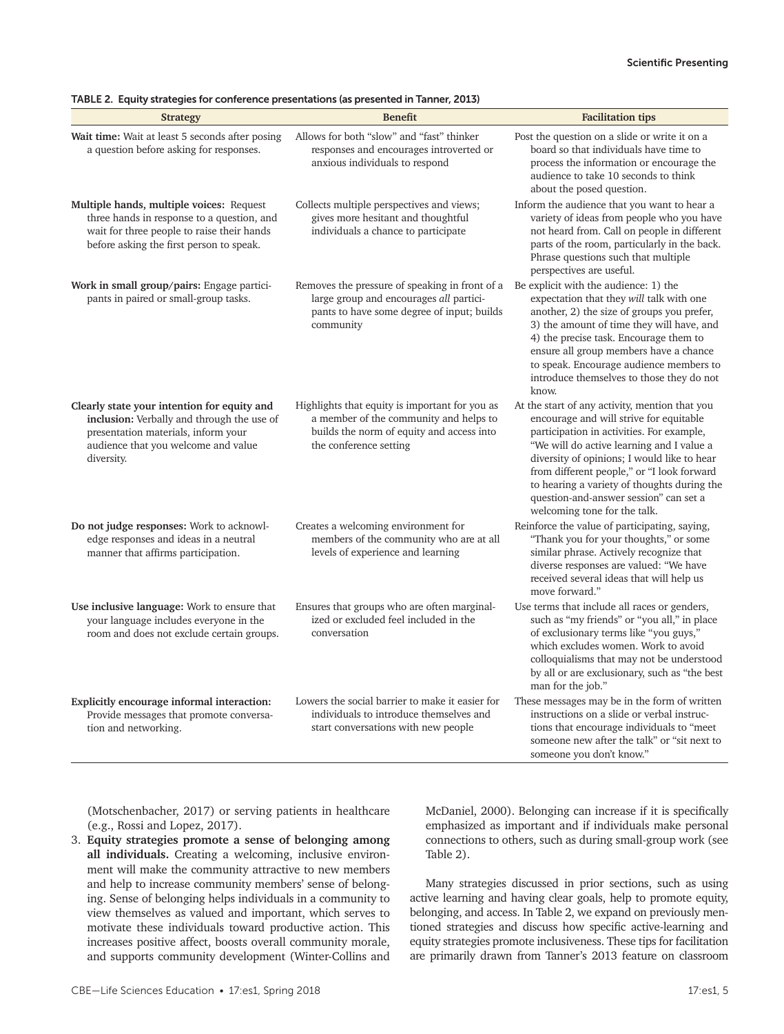TABLE 2. Equity strategies for conference presentations (as presented in Tanner, 2013)

| Strategy | Benefit | Facilitation tips |
|---|---|---|
| **Wait time:** Wait at least 5 seconds after posing a question before asking for responses. | Allows for both "slow" and "fast" thinker responses and encourages introverted or anxious individuals to respond | Post the question on a slide or write it on a board so that individuals have time to process the information or encourage the audience to take 10 seconds to think about the posed question. |
| **Multiple hands, multiple voices:** Request three hands in response to a question, and wait for three people to raise their hands before asking the first person to speak. | Collects multiple perspectives and views; gives more hesitant and thoughtful individuals a chance to participate | Inform the audience that you want to hear a variety of ideas from people who you have not heard from. Call on people in different parts of the room, particularly in the back. Phrase questions such that multiple perspectives are useful. |
| **Work in small group/pairs:** Engage participants in paired or small-group tasks. | Removes the pressure of speaking in front of a large group and encourages *all* participants to have some degree of input; builds community | Be explicit with the audience: 1) the expectation that they *will* talk with one another, 2) the size of groups you prefer, 3) the amount of time they will have, and 4) the precise task. Encourage them to ensure all group members have a chance to speak. Encourage audience members to introduce themselves to those they do not know. |
| **Clearly state your intention for equity and inclusion:** Verbally and through the use of presentation materials, inform your audience that you welcome and value diversity. | Highlights that equity is important for you as a member of the community and helps to builds the norm of equity and access into the conference setting | At the start of any activity, mention that you encourage and will strive for equitable participation in activities. For example, "We will do active learning and I value a diversity of opinions; I would like to hear from different people," or "I look forward to hearing a variety of thoughts during the question-and-answer session" can set a welcoming tone for the talk. |
| **Do not judge responses:** Work to acknowledge responses and ideas in a neutral manner that affirms participation. | Creates a welcoming environment for members of the community who are at all levels of experience and learning | Reinforce the value of participating, saying, "Thank you for your thoughts," or some similar phrase. Actively recognize that diverse responses are valued: "We have received several ideas that will help us move forward." |
| **Use inclusive language:** Work to ensure that your language includes everyone in the room and does not exclude certain groups. | Ensures that groups who are often marginalized or excluded feel included in the conversation | Use terms that include all races or genders, such as "my friends" or "you all," in place of exclusionary terms like "you guys," which excludes women. Work to avoid colloquialisms that may not be understood by all or are exclusionary, such as "the best man for the job." |
| **Explicitly encourage informal interaction:** Provide messages that promote conversation and networking. | Lowers the social barrier to make it easier for individuals to introduce themselves and start conversations with new people | These messages may be in the form of written instructions on a slide or verbal instructions that encourage individuals to "meet someone new after the talk" or "sit next to someone you don't know." |

(Motschenbacher, 2017) or serving patients in healthcare (e.g., Rossi and Lopez, 2017).

3. **Equity strategies promote a sense of belonging among all individuals.** Creating a welcoming, inclusive environment will make the community attractive to new members and help to increase community members' sense of belonging. Sense of belonging helps individuals in a community to view themselves as valued and important, which serves to motivate these individuals toward productive action. This increases positive affect, boosts overall community morale, and supports community development (Winter-Collins and McDaniel, 2000). Belonging can increase if it is specifically emphasized as important and if individuals make personal connections to others, such as during small-group work (see Table 2).

Many strategies discussed in prior sections, such as using active learning and having clear goals, help to promote equity, belonging, and access. In Table 2, we expand on previously mentioned strategies and discuss how specific active-learning and equity strategies promote inclusiveness. These tips for facilitation are primarily drawn from Tanner's 2013 feature on classroom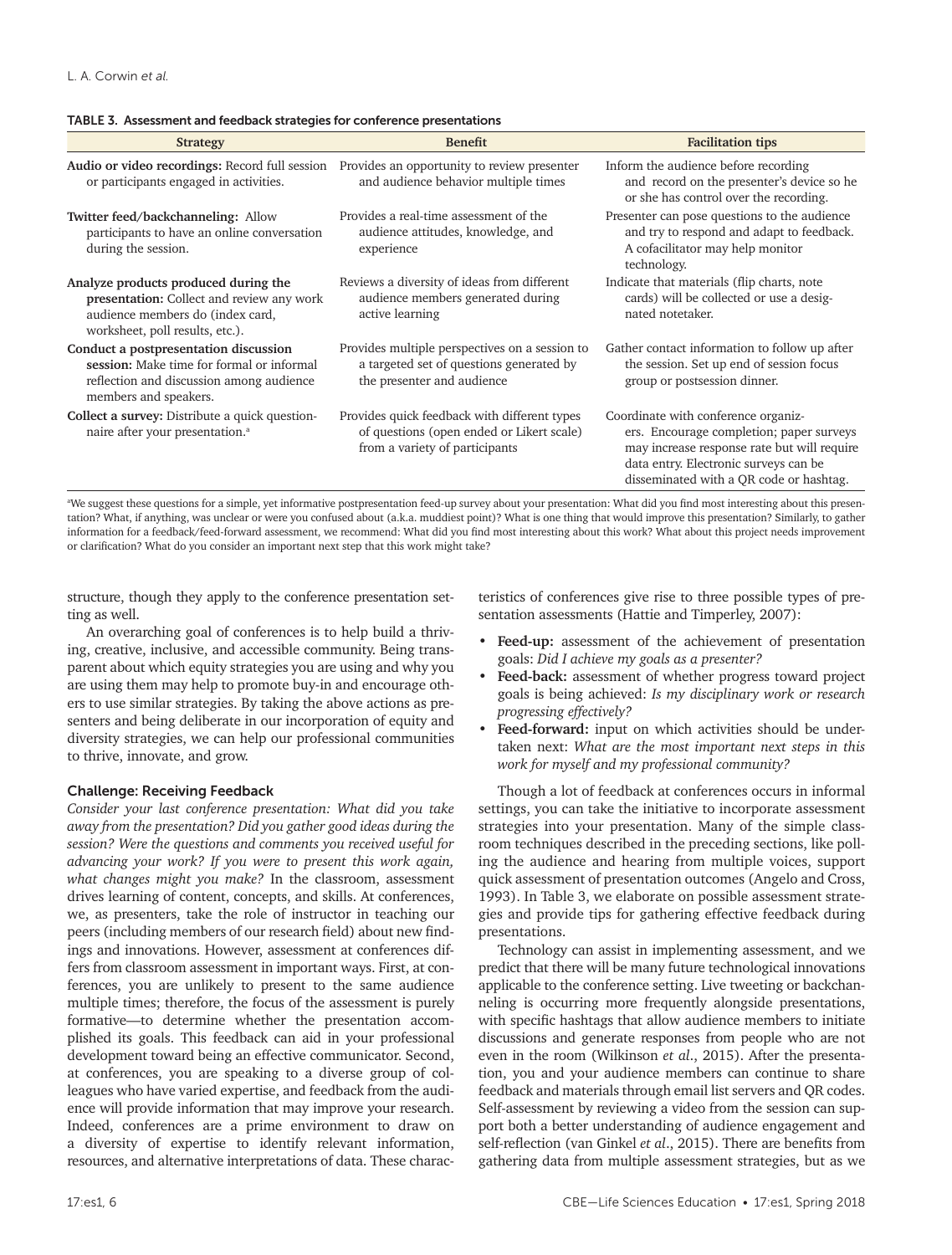**TABLE 3. Assessment and feedback strategies for conference presentations**

| Strategy | Benefit | Facilitation tips |
|---|---|---|
| **Audio or video recordings:** Record full session or participants engaged in activities. | Provides an opportunity to review presenter and audience behavior multiple times | Inform the audience before recording and record on the presenter's device so he or she has control over the recording. |
| **Twitter feed/backchanneling:** Allow participants to have an online conversation during the session. | Provides a real-time assessment of the audience attitudes, knowledge, and experience | Presenter can pose questions to the audience and try to respond and adapt to feedback. A cofacilitator may help monitor technology. |
| **Analyze products produced during the presentation:** Collect and review any work audience members do (index card, worksheet, poll results, etc.). | Reviews a diversity of ideas from different audience members generated during active learning | Indicate that materials (flip charts, note cards) will be collected or use a designated notetaker. |
| **Conduct a postpresentation discussion session:** Make time for formal or informal reflection and discussion among audience members and speakers. | Provides multiple perspectives on a session to a targeted set of questions generated by the presenter and audience | Gather contact information to follow up after the session. Set up end of session focus group or postsession dinner. |
| **Collect a survey:** Distribute a quick questionnaire after your presentation.[a] | Provides quick feedback with different types of questions (open ended or Likert scale) from a variety of participants | Coordinate with conference organizers. Encourage completion; paper surveys may increase response rate but will require data entry. Electronic surveys can be disseminated with a QR code or hashtag. |

[a]We suggest these questions for a simple, yet informative postpresentation feed-up survey about your presentation: What did you find most interesting about this presentation? What, if anything, was unclear or were you confused about (a.k.a. muddiest point)? What is one thing that would improve this presentation? Similarly, to gather information for a feedback/feed-forward assessment, we recommend: What did you find most interesting about this work? What about this project needs improvement or clarification? What do you consider an important next step that this work might take?

structure, though they apply to the conference presentation setting as well.

An overarching goal of conferences is to help build a thriving, creative, inclusive, and accessible community. Being transparent about which equity strategies you are using and why you are using them may help to promote buy-in and encourage others to use similar strategies. By taking the above actions as presenters and being deliberate in our incorporation of equity and diversity strategies, we can help our professional communities to thrive, innovate, and grow.

### Challenge: Receiving Feedback

*Consider your last conference presentation: What did you take away from the presentation? Did you gather good ideas during the session? Were the questions and comments you received useful for advancing your work? If you were to present this work again, what changes might you make?* In the classroom, assessment drives learning of content, concepts, and skills. At conferences, we, as presenters, take the role of instructor in teaching our peers (including members of our research field) about new findings and innovations. However, assessment at conferences differs from classroom assessment in important ways. First, at conferences, you are unlikely to present to the same audience multiple times; therefore, the focus of the assessment is purely formative—to determine whether the presentation accomplished its goals. This feedback can aid in your professional development toward being an effective communicator. Second, at conferences, you are speaking to a diverse group of colleagues who have varied expertise, and feedback from the audience will provide information that may improve your research. Indeed, conferences are a prime environment to draw on a diversity of expertise to identify relevant information, resources, and alternative interpretations of data. These characteristics of conferences give rise to three possible types of presentation assessments (Hattie and Timperley, 2007):

- **Feed-up:** assessment of the achievement of presentation goals: *Did I achieve my goals as a presenter?*
- **Feed-back:** assessment of whether progress toward project goals is being achieved: *Is my disciplinary work or research progressing effectively?*
- **Feed-forward:** input on which activities should be undertaken next: *What are the most important next steps in this work for myself and my professional community?*

Though a lot of feedback at conferences occurs in informal settings, you can take the initiative to incorporate assessment strategies into your presentation. Many of the simple classroom techniques described in the preceding sections, like polling the audience and hearing from multiple voices, support quick assessment of presentation outcomes (Angelo and Cross, 1993). In Table 3, we elaborate on possible assessment strategies and provide tips for gathering effective feedback during presentations.

Technology can assist in implementing assessment, and we predict that there will be many future technological innovations applicable to the conference setting. Live tweeting or backchanneling is occurring more frequently alongside presentations, with specific hashtags that allow audience members to initiate discussions and generate responses from people who are not even in the room (Wilkinson *et al*., 2015). After the presentation, you and your audience members can continue to share feedback and materials through email list servers and QR codes. Self-assessment by reviewing a video from the session can support both a better understanding of audience engagement and self-reflection (van Ginkel *et al*., 2015). There are benefits from gathering data from multiple assessment strategies, but as we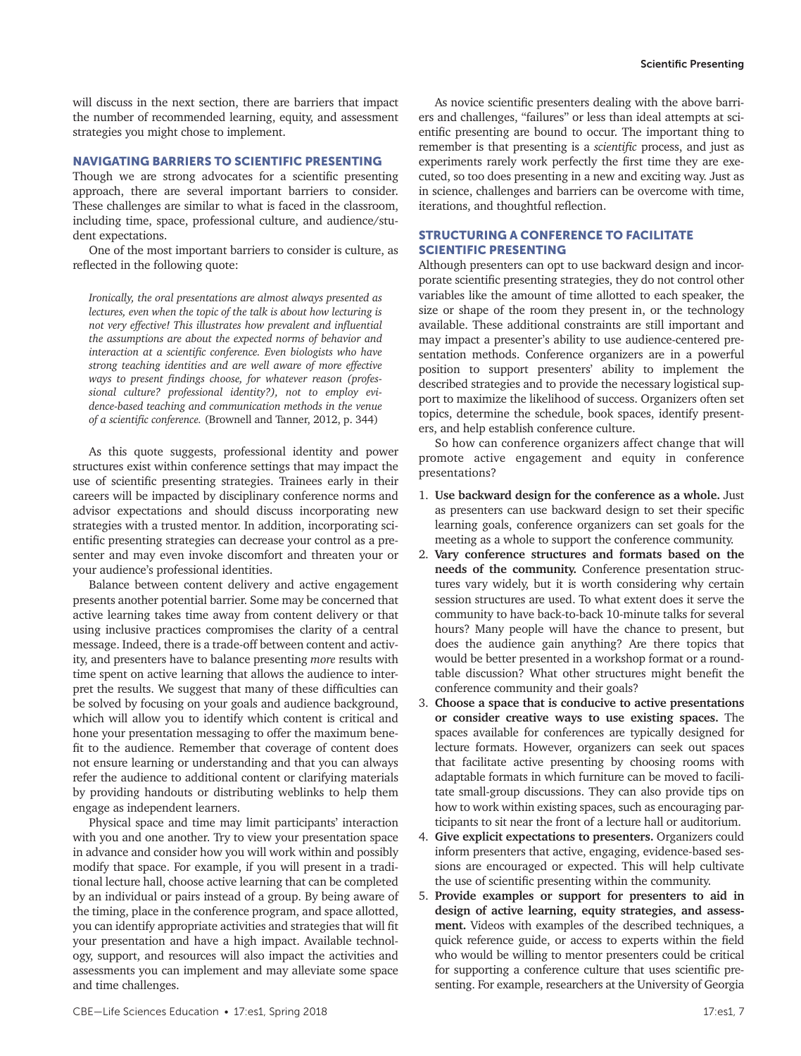will discuss in the next section, there are barriers that impact the number of recommended learning, equity, and assessment strategies you might chose to implement.

## NAVIGATING BARRIERS TO SCIENTIFIC PRESENTING

Though we are strong advocates for a scientific presenting approach, there are several important barriers to consider. These challenges are similar to what is faced in the classroom, including time, space, professional culture, and audience/student expectations.

One of the most important barriers to consider is culture, as reflected in the following quote:

> *Ironically, the oral presentations are almost always presented as lectures, even when the topic of the talk is about how lecturing is not very effective! This illustrates how prevalent and influential the assumptions are about the expected norms of behavior and interaction at a scientific conference. Even biologists who have strong teaching identities and are well aware of more effective ways to present findings choose, for whatever reason (professional culture? professional identity?), not to employ evidence-based teaching and communication methods in the venue of a scientific conference.* (Brownell and Tanner, 2012, p. 344)

As this quote suggests, professional identity and power structures exist within conference settings that may impact the use of scientific presenting strategies. Trainees early in their careers will be impacted by disciplinary conference norms and advisor expectations and should discuss incorporating new strategies with a trusted mentor. In addition, incorporating scientific presenting strategies can decrease your control as a presenter and may even invoke discomfort and threaten your or your audience's professional identities.

Balance between content delivery and active engagement presents another potential barrier. Some may be concerned that active learning takes time away from content delivery or that using inclusive practices compromises the clarity of a central message. Indeed, there is a trade-off between content and activity, and presenters have to balance presenting *more* results with time spent on active learning that allows the audience to interpret the results. We suggest that many of these difficulties can be solved by focusing on your goals and audience background, which will allow you to identify which content is critical and hone your presentation messaging to offer the maximum benefit to the audience. Remember that coverage of content does not ensure learning or understanding and that you can always refer the audience to additional content or clarifying materials by providing handouts or distributing weblinks to help them engage as independent learners.

Physical space and time may limit participants' interaction with you and one another. Try to view your presentation space in advance and consider how you will work within and possibly modify that space. For example, if you will present in a traditional lecture hall, choose active learning that can be completed by an individual or pairs instead of a group. By being aware of the timing, place in the conference program, and space allotted, you can identify appropriate activities and strategies that will fit your presentation and have a high impact. Available technology, support, and resources will also impact the activities and assessments you can implement and may alleviate some space and time challenges.

As novice scientific presenters dealing with the above barriers and challenges, "failures" or less than ideal attempts at scientific presenting are bound to occur. The important thing to remember is that presenting is a *scientific* process, and just as experiments rarely work perfectly the first time they are executed, so too does presenting in a new and exciting way. Just as in science, challenges and barriers can be overcome with time, iterations, and thoughtful reflection.

## STRUCTURING A CONFERENCE TO FACILITATE SCIENTIFIC PRESENTING

Although presenters can opt to use backward design and incorporate scientific presenting strategies, they do not control other variables like the amount of time allotted to each speaker, the size or shape of the room they present in, or the technology available. These additional constraints are still important and may impact a presenter's ability to use audience-centered presentation methods. Conference organizers are in a powerful position to support presenters' ability to implement the described strategies and to provide the necessary logistical support to maximize the likelihood of success. Organizers often set topics, determine the schedule, book spaces, identify presenters, and help establish conference culture.

So how can conference organizers affect change that will promote active engagement and equity in conference presentations?

1. **Use backward design for the conference as a whole.** Just as presenters can use backward design to set their specific learning goals, conference organizers can set goals for the meeting as a whole to support the conference community.
2. **Vary conference structures and formats based on the needs of the community.** Conference presentation structures vary widely, but it is worth considering why certain session structures are used. To what extent does it serve the community to have back-to-back 10-minute talks for several hours? Many people will have the chance to present, but does the audience gain anything? Are there topics that would be better presented in a workshop format or a roundtable discussion? What other structures might benefit the conference community and their goals?
3. **Choose a space that is conducive to active presentations or consider creative ways to use existing spaces.** The spaces available for conferences are typically designed for lecture formats. However, organizers can seek out spaces that facilitate active presenting by choosing rooms with adaptable formats in which furniture can be moved to facilitate small-group discussions. They can also provide tips on how to work within existing spaces, such as encouraging participants to sit near the front of a lecture hall or auditorium.
4. **Give explicit expectations to presenters.** Organizers could inform presenters that active, engaging, evidence-based sessions are encouraged or expected. This will help cultivate the use of scientific presenting within the community.
5. **Provide examples or support for presenters to aid in design of active learning, equity strategies, and assessment.** Videos with examples of the described techniques, a quick reference guide, or access to experts within the field who would be willing to mentor presenters could be critical for supporting a conference culture that uses scientific presenting. For example, researchers at the University of Georgia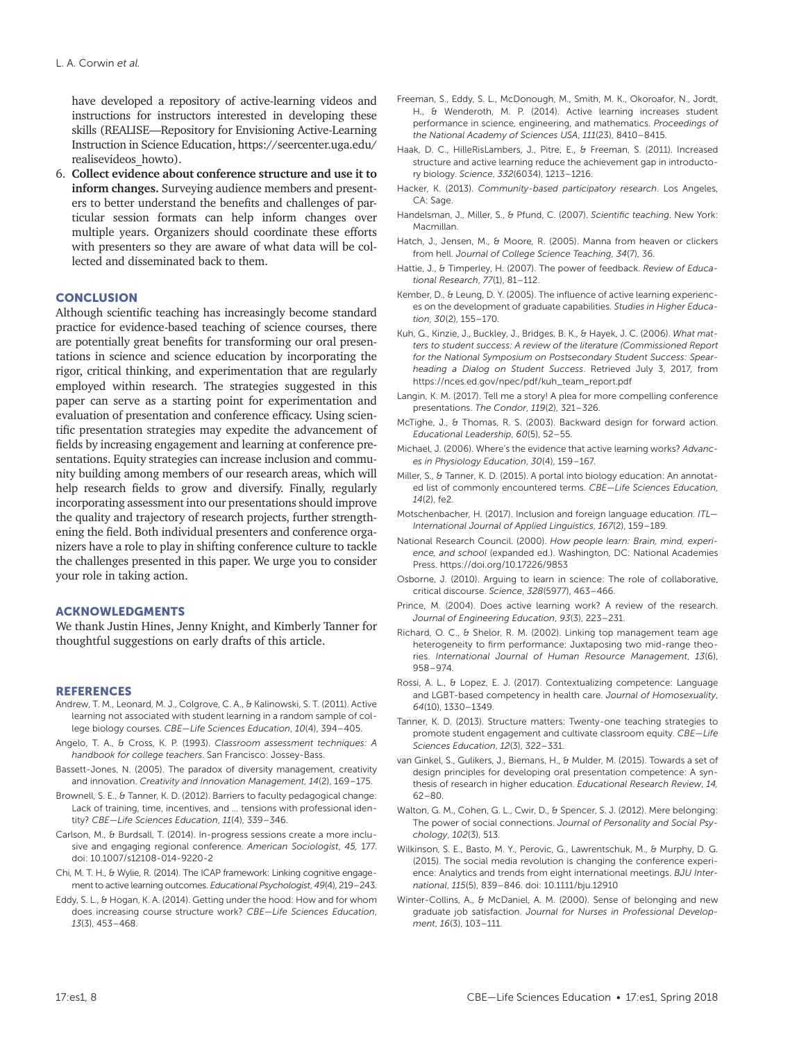have developed a repository of active-learning videos and instructions for instructors interested in developing these skills (REALISE—Repository for Envisioning Active-Learning Instruction in Science Education, https://seercenter.uga.edu/realisevideos_howto).

6. **Collect evidence about conference structure and use it to inform changes.** Surveying audience members and presenters to better understand the benefits and challenges of particular session formats can help inform changes over multiple years. Organizers should coordinate these efforts with presenters so they are aware of what data will be collected and disseminated back to them.

## CONCLUSION

Although scientific teaching has increasingly become standard practice for evidence-based teaching of science courses, there are potentially great benefits for transforming our oral presentations in science and science education by incorporating the rigor, critical thinking, and experimentation that are regularly employed within research. The strategies suggested in this paper can serve as a starting point for experimentation and evaluation of presentation and conference efficacy. Using scientific presentation strategies may expedite the advancement of fields by increasing engagement and learning at conference presentations. Equity strategies can increase inclusion and community building among members of our research areas, which will help research fields to grow and diversify. Finally, regularly incorporating assessment into our presentations should improve the quality and trajectory of research projects, further strengthening the field. Both individual presenters and conference organizers have a role to play in shifting conference culture to tackle the challenges presented in this paper. We urge you to consider your role in taking action.

## ACKNOWLEDGMENTS

We thank Justin Hines, Jenny Knight, and Kimberly Tanner for thoughtful suggestions on early drafts of this article.

## REFERENCES

Andrew, T. M., Leonard, M. J., Colgrove, C. A., & Kalinowski, S. T. (2011). Active learning not associated with student learning in a random sample of college biology courses. *CBE—Life Sciences Education*, *10*(4), 394–405.

Angelo, T. A., & Cross, K. P. (1993). *Classroom assessment techniques: A handbook for college teachers*. San Francisco: Jossey-Bass.

Bassett-Jones, N. (2005). The paradox of diversity management, creativity and innovation. *Creativity and Innovation Management*, *14*(2), 169–175.

Brownell, S. E., & Tanner, K. D. (2012). Barriers to faculty pedagogical change: Lack of training, time, incentives, and ... tensions with professional identity? *CBE—Life Sciences Education*, *11*(4), 339–346.

Carlson, M., & Burdsall, T. (2014). In-progress sessions create a more inclusive and engaging regional conference. *American Sociologist*, *45,* 177. doi: 10.1007/s12108-014-9220-2

Chi, M. T. H., & Wylie, R. (2014). The ICAP framework: Linking cognitive engagement to active learning outcomes. *Educational Psychologist*, *49*(4), 219–243.

Eddy, S. L., & Hogan, K. A. (2014). Getting under the hood: How and for whom does increasing course structure work? *CBE—Life Sciences Education*, *13*(3), 453–468.

Freeman, S., Eddy, S. L., McDonough, M., Smith, M. K., Okoroafor, N., Jordt, H., & Wenderoth, M. P. (2014). Active learning increases student performance in science, engineering, and mathematics. *Proceedings of the National Academy of Sciences USA*, *111*(23), 8410–8415.

Haak, D. C., HilleRisLambers, J., Pitre, E., & Freeman, S. (2011). Increased structure and active learning reduce the achievement gap in introductory biology. *Science*, *332*(6034), 1213–1216.

Hacker, K. (2013). *Community-based participatory research*. Los Angeles, CA: Sage.

Handelsman, J., Miller, S., & Pfund, C. (2007). *Scientific teaching*. New York: Macmillan.

Hatch, J., Jensen, M., & Moore, R. (2005). Manna from heaven or clickers from hell. *Journal of College Science Teaching*, *34*(7), 36.

Hattie, J., & Timperley, H. (2007). The power of feedback. *Review of Educational Research*, *77*(1), 81–112.

Kember, D., & Leung, D. Y. (2005). The influence of active learning experiences on the development of graduate capabilities. *Studies in Higher Education*, *30*(2), 155–170.

Kuh, G., Kinzie, J., Buckley, J., Bridges, B. K., & Hayek, J. C. (2006). *What matters to student success: A review of the literature (Commissioned Report for the National Symposium on Postsecondary Student Success: Spearheading a Dialog on Student Success*. Retrieved July 3, 2017, from https://nces.ed.gov/npec/pdf/kuh_team_report.pdf

Langin, K. M. (2017). Tell me a story! A plea for more compelling conference presentations. *The Condor*, *119*(2), 321–326.

McTighe, J., & Thomas, R. S. (2003). Backward design for forward action. *Educational Leadership*, *60*(5), 52–55.

Michael, J. (2006). Where's the evidence that active learning works? *Advances in Physiology Education*, *30*(4), 159–167.

Miller, S., & Tanner, K. D. (2015). A portal into biology education: An annotated list of commonly encountered terms. *CBE—Life Sciences Education*, *14*(2), fe2.

Motschenbacher, H. (2017). Inclusion and foreign language education. *ITL—International Journal of Applied Linguistics*, *167*(2), 159–189.

National Research Council. (2000). *How people learn: Brain, mind, experience, and school* (expanded ed.). Washington, DC: National Academies Press. https://doi.org/10.17226/9853

Osborne, J. (2010). Arguing to learn in science: The role of collaborative, critical discourse. *Science*, *328*(5977), 463–466.

Prince, M. (2004). Does active learning work? A review of the research. *Journal of Engineering Education*, *93*(3), 223–231.

Richard, O. C., & Shelor, R. M. (2002). Linking top management team age heterogeneity to firm performance: Juxtaposing two mid-range theories. *International Journal of Human Resource Management*, *13*(6), 958–974.

Rossi, A. L., & Lopez, E. J. (2017). Contextualizing competence: Language and LGBT-based competency in health care. *Journal of Homosexuality*, *64*(10), 1330–1349.

Tanner, K. D. (2013). Structure matters: Twenty-one teaching strategies to promote student engagement and cultivate classroom equity. *CBE—Life Sciences Education*, *12*(3), 322–331.

van Ginkel, S., Gulikers, J., Biemans, H., & Mulder, M. (2015). Towards a set of design principles for developing oral presentation competence: A synthesis of research in higher education. *Educational Research Review*, *14,* 62–80.

Walton, G. M., Cohen, G. L., Cwir, D., & Spencer, S. J. (2012). Mere belonging: The power of social connections. *Journal of Personality and Social Psychology*, *102*(3), 513.

Wilkinson, S. E., Basto, M. Y., Perovic, G., Lawrentschuk, M., & Murphy, D. G. (2015). The social media revolution is changing the conference experience: Analytics and trends from eight international meetings. *BJU International*, *115*(5), 839–846. doi: 10.1111/bju.12910

Winter-Collins, A., & McDaniel, A. M. (2000). Sense of belonging and new graduate job satisfaction. *Journal for Nurses in Professional Development*, *16*(3), 103–111.